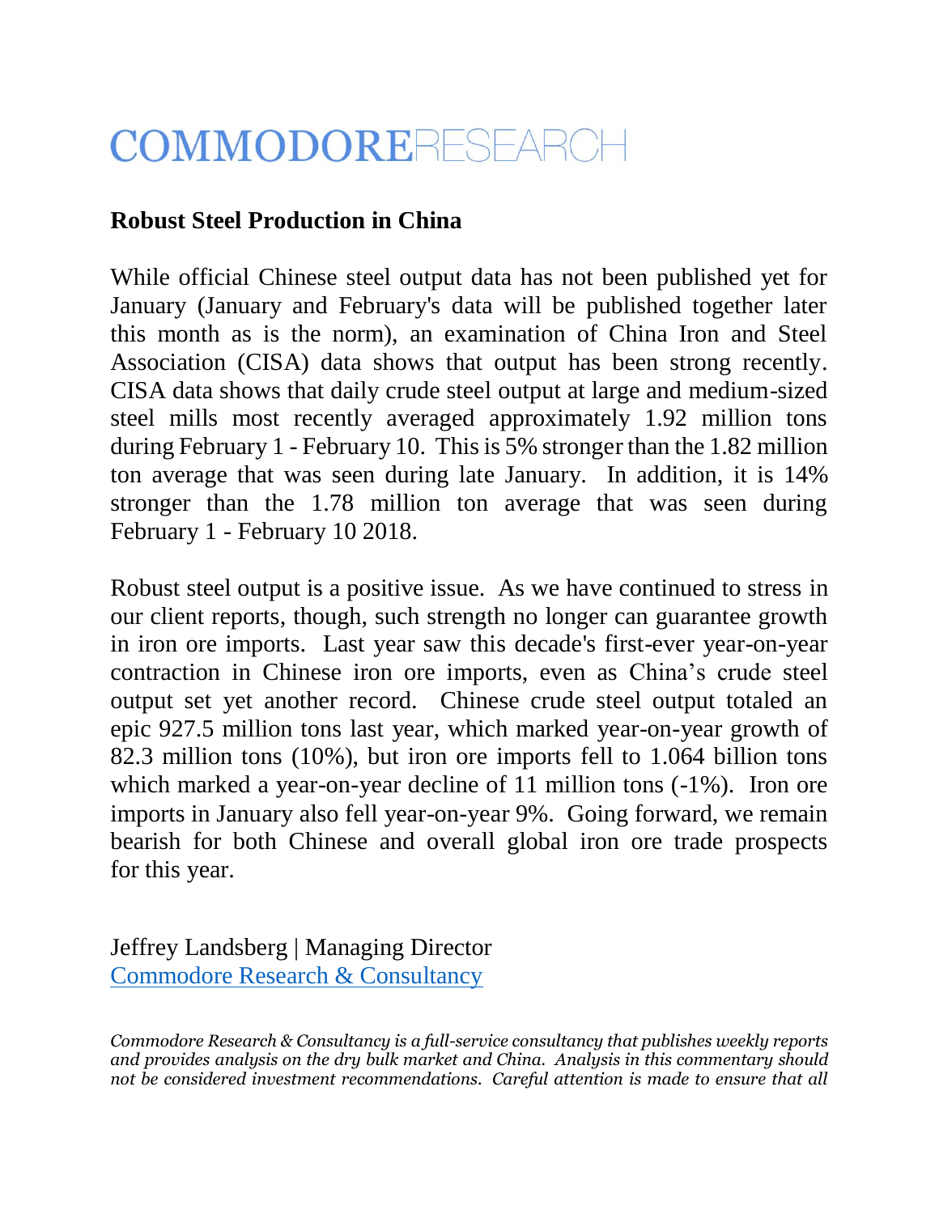# COMMODORERESEARCH

## Robust Steel Production in China

While official Chinese steel output data has not been published yet for January (January and February's data will be published together later this month as is the norm), an examination of China Iron and Steel Association (CISA) data shows that output has been strong recently. CISA data shows that daily crude steel output at large and medium-sized steel mills most recently averaged approximately 1.92 million tons during February 1 - February 10. This is 5% stronger than the 1.82 million ton average that was seen during late January. In addition, it is 14% stronger than the 1.78 million ton average that was seen during February 1 - February 10 2018.

Robust steel output is a positive issue. As we have continued to stress in our client reports, though, such strength no longer can guarantee growth in iron ore imports. Last year saw this decade's first-ever year-on-year contraction in Chinese iron ore imports, even as China's crude steel output set yet another record. Chinese crude steel output totaled an epic 927.5 million tons last year, which marked year-on-year growth of 82.3 million tons (10%), but iron ore imports fell to 1.064 billion tons which marked a year-on-year decline of 11 million tons (-1%). Iron ore imports in January also fell year-on-year 9%. Going forward, we remain bearish for both Chinese and overall global iron ore trade prospects for this year.

Jeffrey Landsberg | Managing Director
[Commodore Research & Consultancy]

*Commodore Research & Consultancy is a full-service consultancy that publishes weekly reports and provides analysis on the dry bulk market and China. Analysis in this commentary should not be considered investment recommendations. Careful attention is made to ensure that all*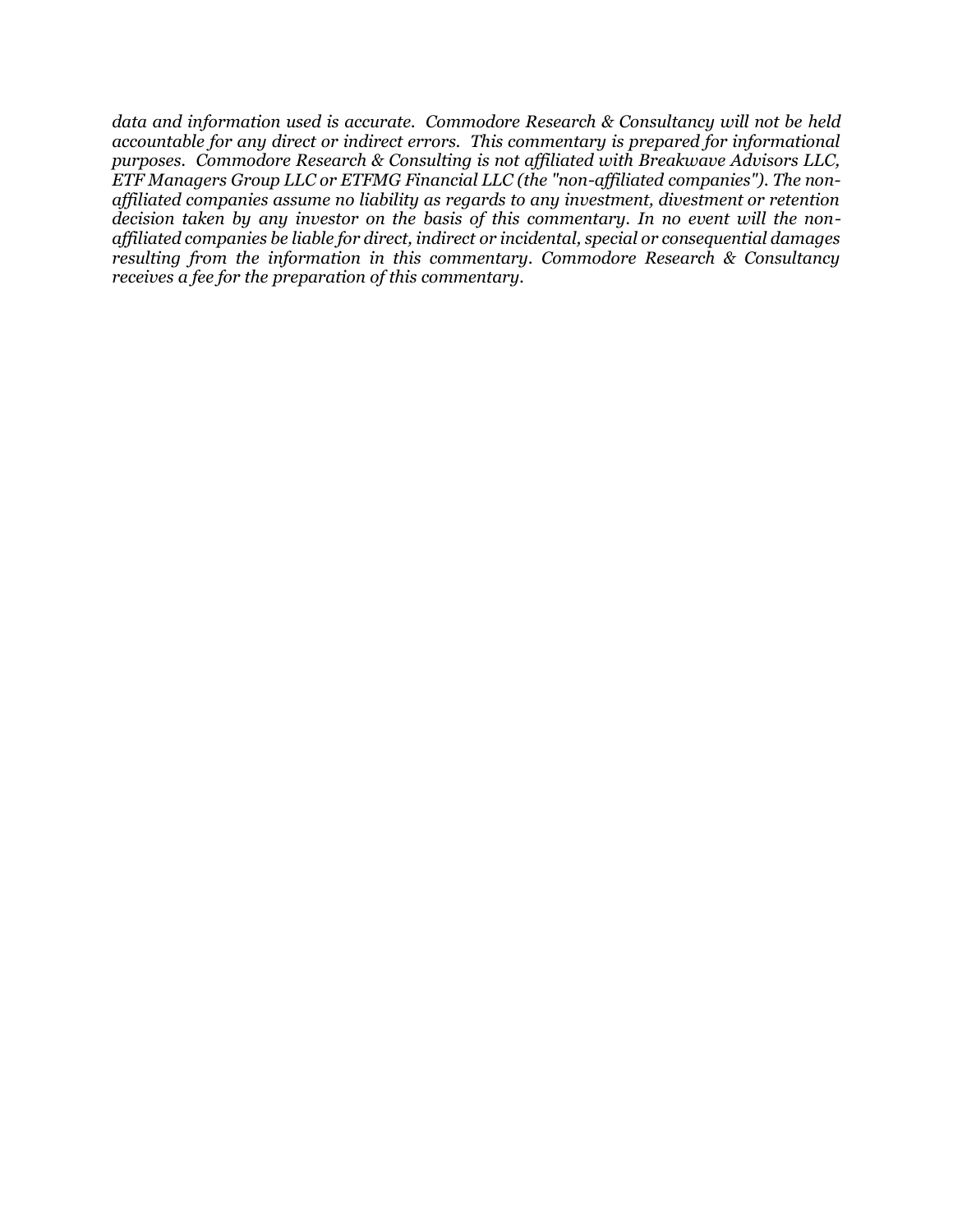*data and information used is accurate. Commodore Research & Consultancy will not be held accountable for any direct or indirect errors. This commentary is prepared for informational purposes. Commodore Research & Consulting is not affiliated with Breakwave Advisors LLC, ETF Managers Group LLC or ETFMG Financial LLC (the "non-affiliated companies"). The non-affiliated companies assume no liability as regards to any investment, divestment or retention decision taken by any investor on the basis of this commentary. In no event will the non-affiliated companies be liable for direct, indirect or incidental, special or consequential damages resulting from the information in this commentary. Commodore Research & Consultancy receives a fee for the preparation of this commentary.*